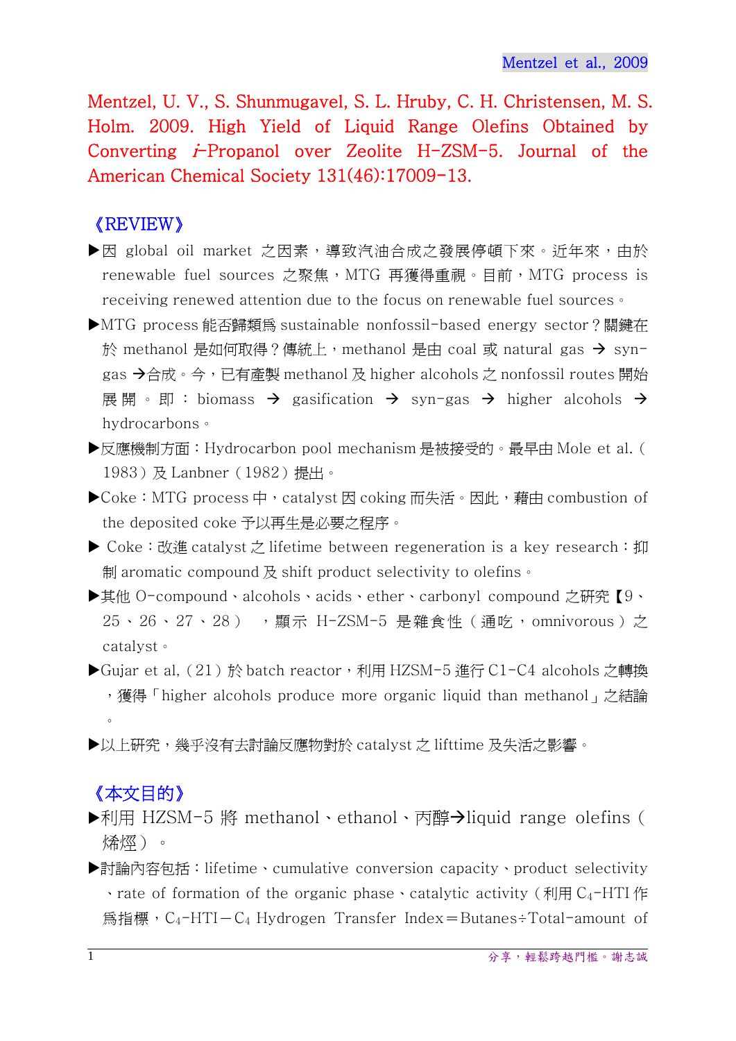Mentzel, U. V., S. Shunmugavel, S. L. Hruby, C. H. Christensen, M. S. Holm. 2009. High Yield of Liquid Range Olefins Obtained by Converting *i*-Propanol over Zeolite H-ZSM-5. Journal of the American Chemical Society 131(46):17009-13.

## 《REVIEW》

- ▶因 global oil market 之因素，導致汽油合成之發展停頓下來。近年來，由於 renewable fuel sources 之聚焦，MTG 再獲得重視。目前，MTG process is receiving renewed attention due to the focus on renewable fuel sources。
- ▶MTG process 能否歸類爲 sustainable nonfossil-based energy sector？關鍵在於 methanol 是如何取得？傳統上，methanol 是由 coal 或 natural gas → syn-gas →合成。今，已有產製 methanol 及 higher alcohols 之 nonfossil routes 開始展開。即：biomass → gasification → syn-gas → higher alcohols → hydrocarbons。
- ▶反應機制方面：Hydrocarbon pool mechanism 是被接受的。最早由 Mole et al.（1983）及 Lanbner（1982）提出。
- ▶Coke：MTG process 中，catalyst 因 coking 而失活。因此，藉由 combustion of the deposited coke 予以再生是必要之程序。
- ▶ Coke：改進 catalyst 之 lifetime between regeneration is a key research：抑制 aromatic compound 及 shift product selectivity to olefins。
- ▶其他 O-compound、alcohols、acids、ether、carbonyl compound 之研究【9、25、26、27、28），顯示 H-ZSM-5 是雜食性（通吃，omnivorous）之 catalyst。
- ▶Gujar et al,（21）於 batch reactor，利用 HZSM-5 進行 C1-C4 alcohols 之轉換，獲得「higher alcohols produce more organic liquid than methanol」之結論。
- ▶以上研究，幾乎沒有去討論反應物對於 catalyst 之 lifftime 及失活之影響。

## 《本文目的》

- ▶利用 HZSM-5 將 methanol、ethanol、丙醇→liquid range olefins（烯烴）。
- ▶討論內容包括：lifetime、cumulative conversion capacity、product selectivity、rate of formation of the organic phase、catalytic activity（利用 $C_4$-HTI 作爲指標，$C_4$-HTI－$C_4$ Hydrogen Transfer Index＝Butanes÷Total-amount of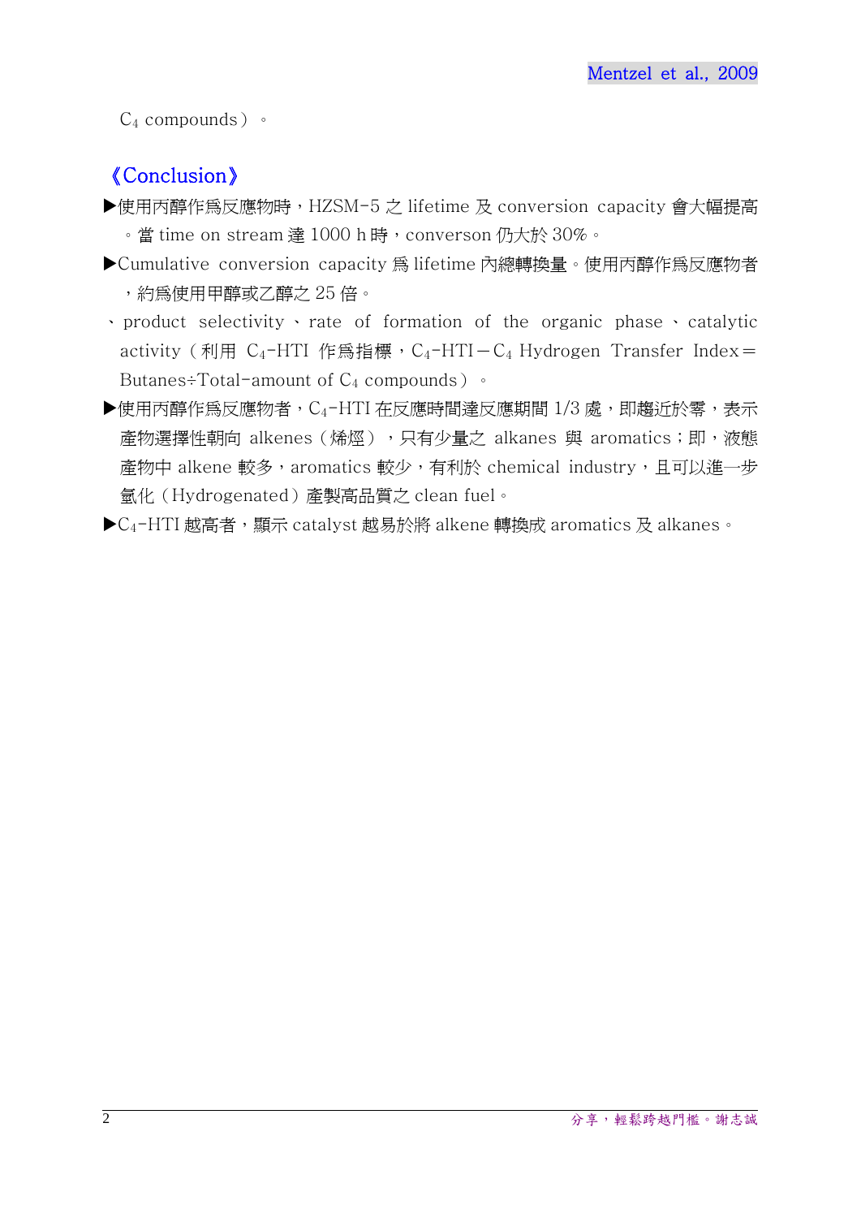$C_4$ compounds）。

## 《Conclusion》

▶使用丙醇作爲反應物時，HZSM-5 之 lifetime 及 conversion capacity 會大幅提高。當 time on stream 達 1000 h 時，converson 仍大於 30%。

▶Cumulative conversion capacity 爲 lifetime 內總轉換量。使用丙醇作爲反應物者，約爲使用甲醇或乙醇之 25 倍。

、product selectivity、rate of formation of the organic phase、catalytic activity（利用 $C_4$-HTI 作爲指標，$C_4$-HTI－$C_4$ Hydrogen Transfer Index＝Butanes÷Total-amount of $C_4$ compounds）。

▶使用丙醇作爲反應物者，$C_4$-HTI 在反應時間達反應期間 1/3 處，即趨近於零，表示產物選擇性朝向 alkenes（烯烴），只有少量之 alkanes 與 aromatics；即，液態產物中 alkene 較多，aromatics 較少，有利於 chemical industry，且可以進一步氫化（Hydrogenated）產製高品質之 clean fuel。

▶$C_4$-HTI 越高者，顯示 catalyst 越易於將 alkene 轉換成 aromatics 及 alkanes。